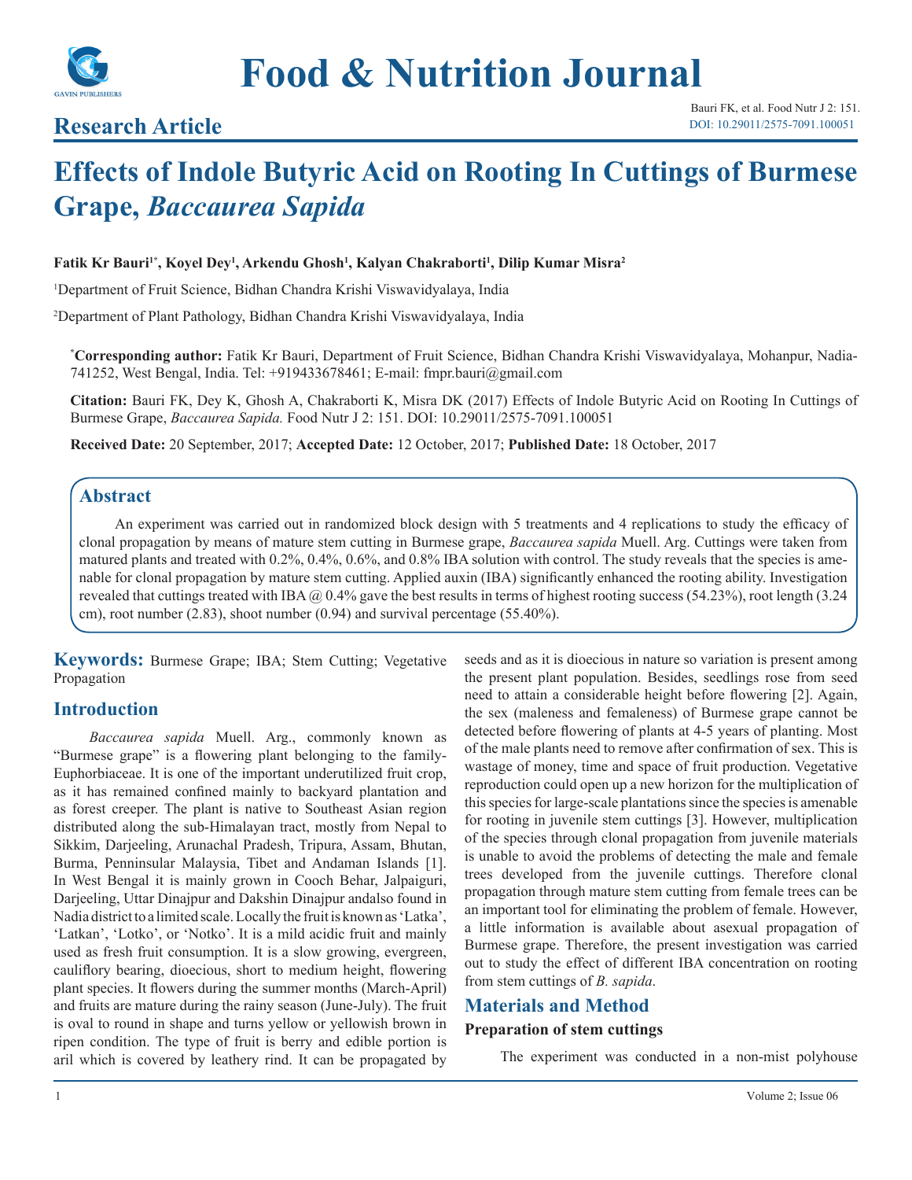# Food & Nutrition Journal

## Research Article

Bauri FK, et al. Food Nutr J 2: 151.
DOI: 10.29011/2575-7091.100051

# Effects of Indole Butyric Acid on Rooting In Cuttings of Burmese Grape, *Baccaurea Sapida*

**Fatik Kr Bauri[1*], Koyel Dey[1], Arkendu Ghosh[1], Kalyan Chakraborti[1], Dilip Kumar Misra[2]**

[1]Department of Fruit Science, Bidhan Chandra Krishi Viswavidyalaya, India

[2]Department of Plant Pathology, Bidhan Chandra Krishi Viswavidyalaya, India

**[*]Corresponding author:** Fatik Kr Bauri, Department of Fruit Science, Bidhan Chandra Krishi Viswavidyalaya, Mohanpur, Nadia-741252, West Bengal, India. Tel: +919433678461; E-mail: fmpr.bauri@gmail.com

**Citation:** Bauri FK, Dey K, Ghosh A, Chakraborti K, Misra DK (2017) Effects of Indole Butyric Acid on Rooting In Cuttings of Burmese Grape, *Baccaurea Sapida.* Food Nutr J 2: 151. DOI: 10.29011/2575-7091.100051

**Received Date:** 20 September, 2017; **Accepted Date:** 12 October, 2017; **Published Date:** 18 October, 2017

## Abstract

An experiment was carried out in randomized block design with 5 treatments and 4 replications to study the efficacy of clonal propagation by means of mature stem cutting in Burmese grape, *Baccaurea sapida* Muell. Arg. Cuttings were taken from matured plants and treated with 0.2%, 0.4%, 0.6%, and 0.8% IBA solution with control. The study reveals that the species is amenable for clonal propagation by mature stem cutting. Applied auxin (IBA) significantly enhanced the rooting ability. Investigation revealed that cuttings treated with IBA @ 0.4% gave the best results in terms of highest rooting success (54.23%), root length (3.24 cm), root number (2.83), shoot number (0.94) and survival percentage (55.40%).

**Keywords:** Burmese Grape; IBA; Stem Cutting; Vegetative Propagation

## Introduction

*Baccaurea sapida* Muell. Arg., commonly known as "Burmese grape" is a flowering plant belonging to the family-Euphorbiaceae. It is one of the important underutilized fruit crop, as it has remained confined mainly to backyard plantation and as forest creeper. The plant is native to Southeast Asian region distributed along the sub-Himalayan tract, mostly from Nepal to Sikkim, Darjeeling, Arunachal Pradesh, Tripura, Assam, Bhutan, Burma, Penninsular Malaysia, Tibet and Andaman Islands [1]. In West Bengal it is mainly grown in Cooch Behar, Jalpaiguri, Darjeeling, Uttar Dinajpur and Dakshin Dinajpur andalso found in Nadia district to a limited scale. Locally the fruit is known as 'Latka', 'Latkan', 'Lotko', or 'Notko'. It is a mild acidic fruit and mainly used as fresh fruit consumption. It is a slow growing, evergreen, cauliflory bearing, dioecious, short to medium height, flowering plant species. It flowers during the summer months (March-April) and fruits are mature during the rainy season (June-July). The fruit is oval to round in shape and turns yellow or yellowish brown in ripen condition. The type of fruit is berry and edible portion is aril which is covered by leathery rind. It can be propagated by seeds and as it is dioecious in nature so variation is present among the present plant population. Besides, seedlings rose from seed need to attain a considerable height before flowering [2]. Again, the sex (maleness and femaleness) of Burmese grape cannot be detected before flowering of plants at 4-5 years of planting. Most of the male plants need to remove after confirmation of sex. This is wastage of money, time and space of fruit production. Vegetative reproduction could open up a new horizon for the multiplication of this species for large-scale plantations since the species is amenable for rooting in juvenile stem cuttings [3]. However, multiplication of the species through clonal propagation from juvenile materials is unable to avoid the problems of detecting the male and female trees developed from the juvenile cuttings. Therefore clonal propagation through mature stem cutting from female trees can be an important tool for eliminating the problem of female. However, a little information is available about asexual propagation of Burmese grape. Therefore, the present investigation was carried out to study the effect of different IBA concentration on rooting from stem cuttings of *B. sapida*.

## Materials and Method

### Preparation of stem cuttings

The experiment was conducted in a non-mist polyhouse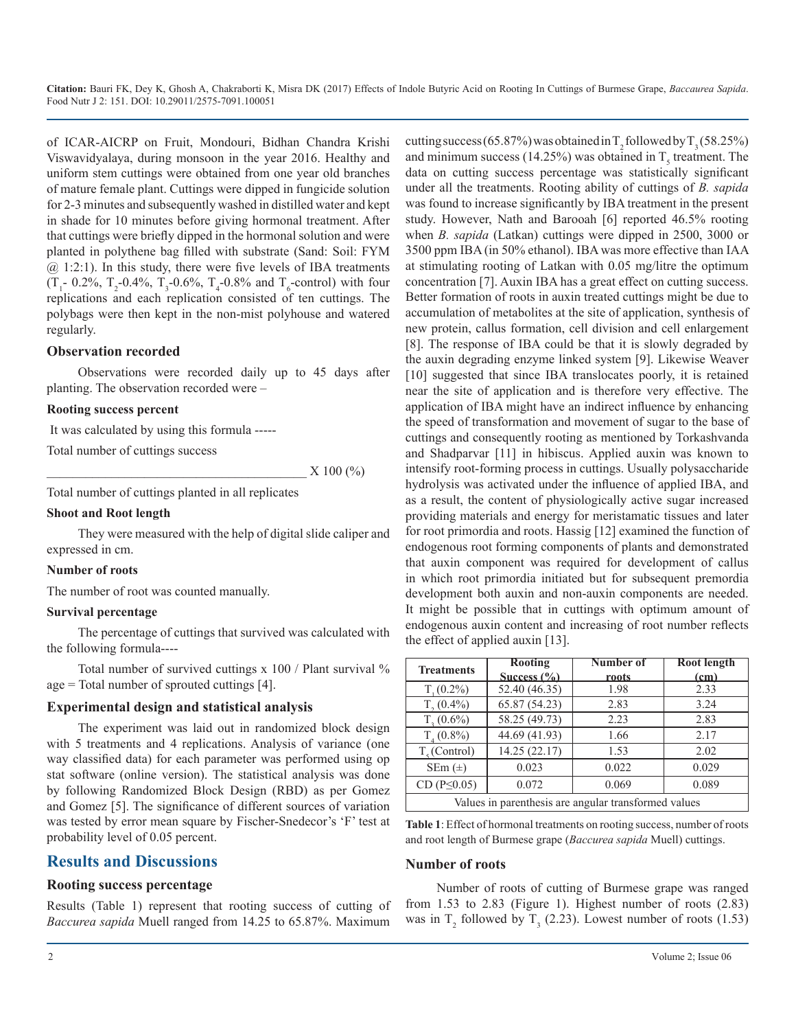of ICAR-AICRP on Fruit, Mondouri, Bidhan Chandra Krishi Viswavidyalaya, during monsoon in the year 2016. Healthy and uniform stem cuttings were obtained from one year old branches of mature female plant. Cuttings were dipped in fungicide solution for 2-3 minutes and subsequently washed in distilled water and kept in shade for 10 minutes before giving hormonal treatment. After that cuttings were briefly dipped in the hormonal solution and were planted in polythene bag filled with substrate (Sand: Soil: FYM @ 1:2:1). In this study, there were five levels of IBA treatments ($T_1$- 0.2%, $T_2$-0.4%, $T_3$-0.6%, $T_4$-0.8% and $T_6$-control) with four replications and each replication consisted of ten cuttings. The polybags were then kept in the non-mist polyhouse and watered regularly.

### Observation recorded

Observations were recorded daily up to 45 days after planting. The observation recorded were –

#### Rooting success percent

It was calculated by using this formula -----

$$\frac{\text{Total number of cuttings success}}{\text{Total number of cuttings planted in all replicates}} \times 100\ (\%)$$

#### Shoot and Root length

They were measured with the help of digital slide caliper and expressed in cm.

#### Number of roots

The number of root was counted manually.

#### Survival percentage

The percentage of cuttings that survived was calculated with the following formula----

Total number of survived cuttings x 100 / Plant survival % age = Total number of sprouted cuttings [4].

### Experimental design and statistical analysis

The experiment was laid out in randomized block design with 5 treatments and 4 replications. Analysis of variance (one way classified data) for each parameter was performed using op stat software (online version). The statistical analysis was done by following Randomized Block Design (RBD) as per Gomez and Gomez [5]. The significance of different sources of variation was tested by error mean square by Fischer-Snedecor's 'F' test at probability level of 0.05 percent.

## Results and Discussions

### Rooting success percentage

Results (Table 1) represent that rooting success of cutting of *Baccurea sapida* Muell ranged from 14.25 to 65.87%. Maximum cutting success (65.87%) was obtained in $T_2$ followed by $T_3$ (58.25%) and minimum success (14.25%) was obtained in $T_5$ treatment. The data on cutting success percentage was statistically significant under all the treatments. Rooting ability of cuttings of *B. sapida* was found to increase significantly by IBA treatment in the present study. However, Nath and Barooah [6] reported 46.5% rooting when *B. sapida* (Latkan) cuttings were dipped in 2500, 3000 or 3500 ppm IBA (in 50% ethanol). IBA was more effective than IAA at stimulating rooting of Latkan with 0.05 mg/litre the optimum concentration [7]. Auxin IBA has a great effect on cutting success. Better formation of roots in auxin treated cuttings might be due to accumulation of metabolites at the site of application, synthesis of new protein, callus formation, cell division and cell enlargement [8]. The response of IBA could be that it is slowly degraded by the auxin degrading enzyme linked system [9]. Likewise Weaver [10] suggested that since IBA translocates poorly, it is retained near the site of application and is therefore very effective. The application of IBA might have an indirect influence by enhancing the speed of transformation and movement of sugar to the base of cuttings and consequently rooting as mentioned by Torkashvanda and Shadparvar [11] in hibiscus. Applied auxin was known to intensify root-forming process in cuttings. Usually polysaccharide hydrolysis was activated under the influence of applied IBA, and as a result, the content of physiologically active sugar increased providing materials and energy for meristamatic tissues and later for root primordia and roots. Hassig [12] examined the function of endogenous root forming components of plants and demonstrated that auxin component was required for development of callus in which root primordia initiated but for subsequent premordia development both auxin and non-auxin components are needed. It might be possible that in cuttings with optimum amount of endogenous auxin content and increasing of root number reflects the effect of applied auxin [13].

| Treatments | Rooting Success (%) | Number of roots | Root length (cm) |
|---|---|---|---|
| $T_1$ (0.2%) | 52.40 (46.35) | 1.98 | 2.33 |
| $T_2$ (0.4%) | 65.87 (54.23) | 2.83 | 3.24 |
| $T_3$ (0.6%) | 58.25 (49.73) | 2.23 | 2.83 |
| $T_4$ (0.8%) | 44.69 (41.93) | 1.66 | 2.17 |
| $T_5$ (Control) | 14.25 (22.17) | 1.53 | 2.02 |
| SEm (±) | 0.023 | 0.022 | 0.029 |
| CD ($P \leq 0.05$) | 0.072 | 0.069 | 0.089 |
| Values in parenthesis are angular transformed values | | | |

**Table 1**: Effect of hormonal treatments on rooting success, number of roots and root length of Burmese grape (*Baccurea sapida* Muell) cuttings.

### Number of roots

Number of roots of cutting of Burmese grape was ranged from 1.53 to 2.83 (Figure 1). Highest number of roots (2.83) was in $T_2$ followed by $T_3$ (2.23). Lowest number of roots (1.53)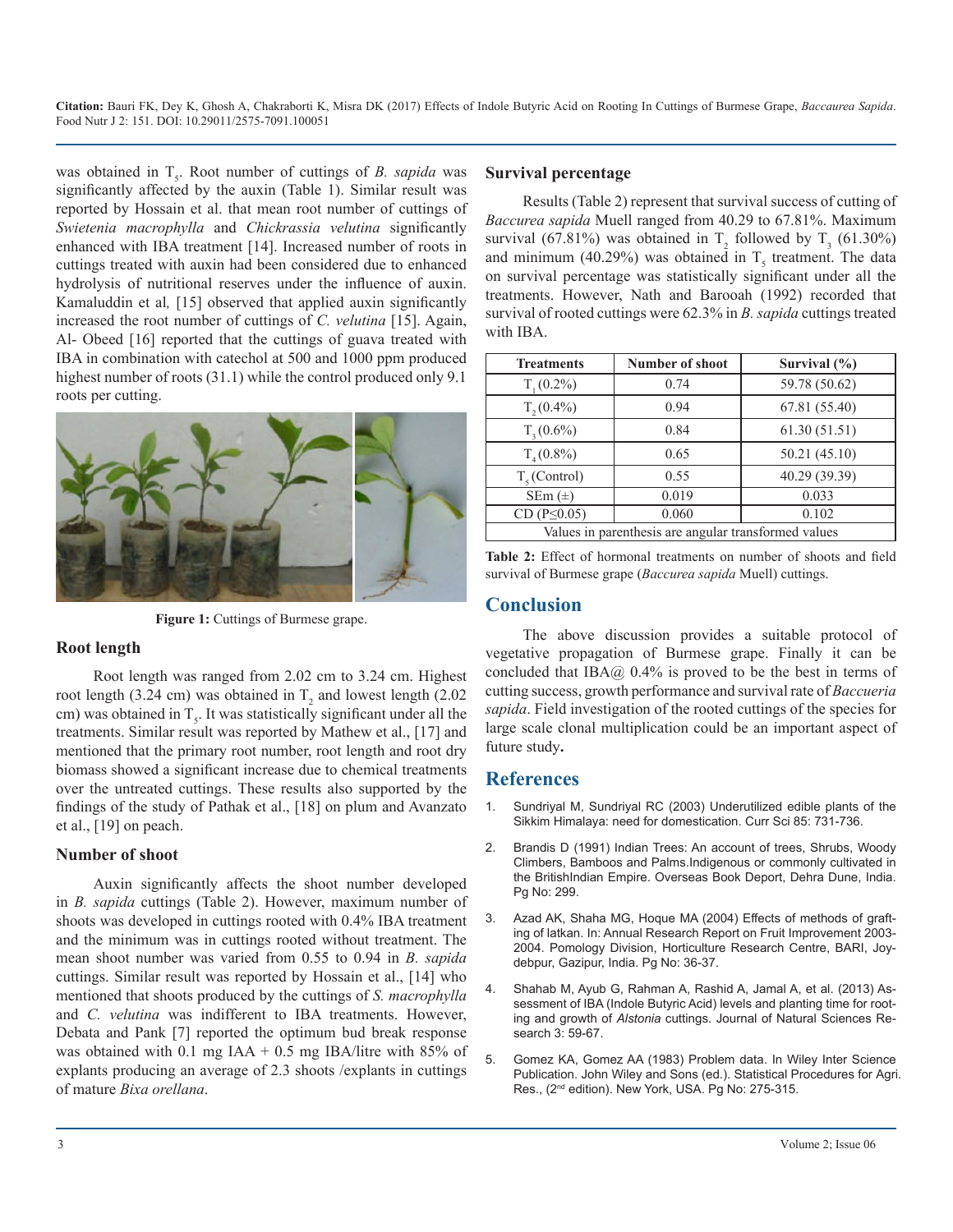was obtained in $T_5$. Root number of cuttings of *B. sapida* was significantly affected by the auxin (Table 1). Similar result was reported by Hossain et al. that mean root number of cuttings of *Swietenia macrophylla* and *Chickrassia velutina* significantly enhanced with IBA treatment [14]. Increased number of roots in cuttings treated with auxin had been considered due to enhanced hydrolysis of nutritional reserves under the influence of auxin. Kamaluddin et al*,* [15] observed that applied auxin significantly increased the root number of cuttings of *C. velutina* [15]. Again, Al- Obeed [16] reported that the cuttings of guava treated with IBA in combination with catechol at 500 and 1000 ppm produced highest number of roots (31.1) while the control produced only 9.1 roots per cutting.

**Figure 1:** Cuttings of Burmese grape.

### Root length

Root length was ranged from 2.02 cm to 3.24 cm. Highest root length (3.24 cm) was obtained in $T_2$ and lowest length (2.02 cm) was obtained in $T_5$. It was statistically significant under all the treatments. Similar result was reported by Mathew et al., [17] and mentioned that the primary root number, root length and root dry biomass showed a significant increase due to chemical treatments over the untreated cuttings. These results also supported by the findings of the study of Pathak et al., [18] on plum and Avanzato et al., [19] on peach.

### Number of shoot

Auxin significantly affects the shoot number developed in *B. sapida* cuttings (Table 2). However, maximum number of shoots was developed in cuttings rooted with 0.4% IBA treatment and the minimum was in cuttings rooted without treatment. The mean shoot number was varied from 0.55 to 0.94 in *B. sapida* cuttings. Similar result was reported by Hossain et al., [14] who mentioned that shoots produced by the cuttings of *S. macrophylla* and *C. velutina* was indifferent to IBA treatments. However, Debata and Pank [7] reported the optimum bud break response was obtained with 0.1 mg IAA + 0.5 mg IBA/litre with 85% of explants producing an average of 2.3 shoots /explants in cuttings of mature *Bixa orellana*.

### Survival percentage

Results (Table 2) represent that survival success of cutting of *Baccurea sapida* Muell ranged from 40.29 to 67.81%. Maximum survival (67.81%) was obtained in $T_2$ followed by $T_3$ (61.30%) and minimum (40.29%) was obtained in $T_5$ treatment. The data on survival percentage was statistically significant under all the treatments. However, Nath and Barooah (1992) recorded that survival of rooted cuttings were 62.3% in *B. sapida* cuttings treated with IBA.

| Treatments | Number of shoot | Survival (%) |
|---|---|---|
| $T_1$ (0.2%) | 0.74 | 59.78 (50.62) |
| $T_2$ (0.4%) | 0.94 | 67.81 (55.40) |
| $T_3$ (0.6%) | 0.84 | 61.30 (51.51) |
| $T_4$ (0.8%) | 0.65 | 50.21 (45.10) |
| $T_5$ (Control) | 0.55 | 40.29 (39.39) |
| SEm (±) | 0.019 | 0.033 |
| CD (P≤0.05) | 0.060 | 0.102 |
| Values in parenthesis are angular transformed values | | |

**Table 2:** Effect of hormonal treatments on number of shoots and field survival of Burmese grape (*Baccurea sapida* Muell) cuttings.

## Conclusion

The above discussion provides a suitable protocol of vegetative propagation of Burmese grape. Finally it can be concluded that IBA@ 0.4% is proved to be the best in terms of cutting success, growth performance and survival rate of *Baccueria sapida*. Field investigation of the rooted cuttings of the species for large scale clonal multiplication could be an important aspect of future study**.**

## References

1. Sundriyal M, Sundriyal RC (2003) Underutilized edible plants of the Sikkim Himalaya: need for domestication. Curr Sci 85: 731-736.
2. Brandis D (1991) Indian Trees: An account of trees, Shrubs, Woody Climbers, Bamboos and Palms.Indigenous or commonly cultivated in the BritishIndian Empire. Overseas Book Deport, Dehra Dune, India. Pg No: 299.
3. Azad AK, Shaha MG, Hoque MA (2004) Effects of methods of grafting of latkan. In: Annual Research Report on Fruit Improvement 2003-2004. Pomology Division, Horticulture Research Centre, BARI, Joydebpur, Gazipur, India. Pg No: 36-37.
4. Shahab M, Ayub G, Rahman A, Rashid A, Jamal A, et al. (2013) Assessment of IBA (Indole Butyric Acid) levels and planting time for rooting and growth of *Alstonia* cuttings. Journal of Natural Sciences Research 3: 59-67.
5. Gomez KA, Gomez AA (1983) Problem data. In Wiley Inter Science Publication. John Wiley and Sons (ed.). Statistical Procedures for Agri. Res., (2nd edition). New York, USA. Pg No: 275-315.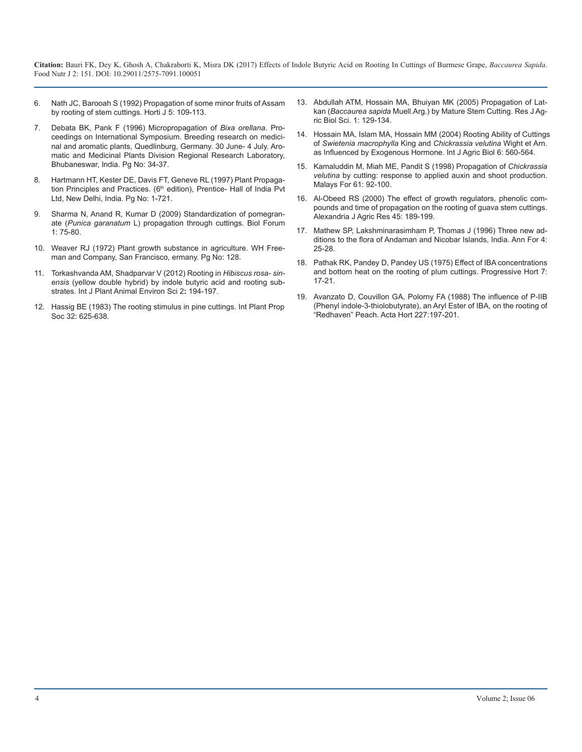6. Nath JC, Barooah S (1992) Propagation of some minor fruits of Assam by rooting of stem cuttings. Horti J 5: 109-113.

7. Debata BK, Pank F (1996) Micropropagation of *Bixa orellana*. Proceedings on International Symposium. Breeding research on medicinal and aromatic plants, Quedlinburg, Germany. 30 June- 4 July. Aromatic and Medicinal Plants Division Regional Research Laboratory, Bhubaneswar, India. Pg No: 34-37.

8. Hartmann HT, Kester DE, Davis FT, Geneve RL (1997) Plant Propagation Principles and Practices. (6th edition), Prentice- Hall of India Pvt Ltd, New Delhi, India. Pg No: 1-721.

9. Sharma N, Anand R, Kumar D (2009) Standardization of pomegranate (*Punica garanatum* L) propagation through cuttings. Biol Forum 1: 75-80.

10. Weaver RJ (1972) Plant growth substance in agriculture. WH Freeman and Company, San Francisco, ermany. Pg No: 128.

11. Torkashvanda AM, Shadparvar V (2012) Rooting in *Hibiscus rosa- sinensis* (yellow double hybrid) by indole butyric acid and rooting substrates. Int J Plant Animal Environ Sci 2**:** 194-197.

12. Hassig BE (1983) The rooting stimulus in pine cuttings. Int Plant Prop Soc 32: 625-638.

13. Abdullah ATM, Hossain MA, Bhuiyan MK (2005) Propagation of Latkan (*Baccaurea sapida* Muell.Arg.) by Mature Stem Cutting. Res J Agric Biol Sci. 1: 129-134.

14. Hossain MA, Islam MA, Hossain MM (2004) Rooting Ability of Cuttings of *Swietenia macrophylla* King and *Chickrassia velutina* Wight et Arn. as Influenced by Exogenous Hormone. Int J Agric Biol 6: 560-564.

15. Kamaluddin M, Miah ME, Pandit S (1998) Propagation of *Chickrassia velutina* by cutting: response to applied auxin and shoot production. Malays For 61: 92-100.

16. Al-Obeed RS (2000) The effect of growth regulators, phenolic compounds and time of propagation on the rooting of guava stem cuttings. Alexandria J Agric Res 45: 189-199.

17. Mathew SP, Lakshminarasimham P, Thomas J (1996) Three new additions to the flora of Andaman and Nicobar Islands, India. Ann For 4: 25-28.

18. Pathak RK, Pandey D, Pandey US (1975) Effect of IBA concentrations and bottom heat on the rooting of plum cuttings. Progressive Hort 7: 17-21.

19. Avanzato D, Couvillon GA, Polorny FA (1988) The influence of P-IIB (Phenyl indole-3-thiolobutyrate), an Aryl Ester of IBA, on the rooting of "Redhaven" Peach. Acta Hort 227:197-201.